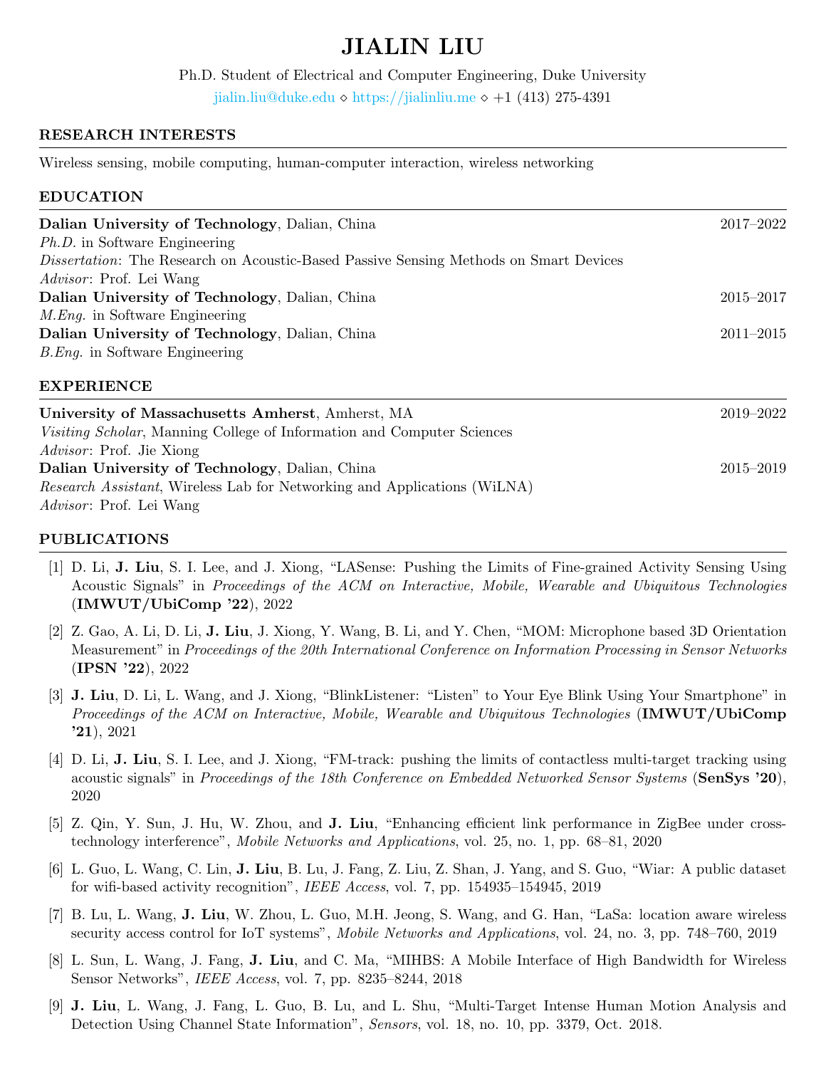# JIALIN LIU

Ph.D. Student of Electrical and Computer Engineering, Duke University

jialin.liu@duke.edu ⋄ https://jialinliu.me ⋄ +1 (413) 275-4391

## RESEARCH INTERESTS

Wireless sensing, mobile computing, human-computer interaction, wireless networking

## EDUCATION

**Dalian University of Technology**, Dalian, China — 2017–2022
*Ph.D.* in Software Engineering
*Dissertation*: The Research on Acoustic-Based Passive Sensing Methods on Smart Devices
*Advisor*: Prof. Lei Wang

**Dalian University of Technology**, Dalian, China — 2015–2017
*M.Eng.* in Software Engineering

**Dalian University of Technology**, Dalian, China — 2011–2015
*B.Eng.* in Software Engineering

## EXPERIENCE

**University of Massachusetts Amherst**, Amherst, MA — 2019–2022
*Visiting Scholar*, Manning College of Information and Computer Sciences
*Advisor*: Prof. Jie Xiong

**Dalian University of Technology**, Dalian, China — 2015–2019
*Research Assistant*, Wireless Lab for Networking and Applications (WiLNA)
*Advisor*: Prof. Lei Wang

## PUBLICATIONS

[1] D. Li, **J. Liu**, S. I. Lee, and J. Xiong, "LASense: Pushing the Limits of Fine-grained Activity Sensing Using Acoustic Signals" in *Proceedings of the ACM on Interactive, Mobile, Wearable and Ubiquitous Technologies* (**IMWUT/UbiComp '22**), 2022

[2] Z. Gao, A. Li, D. Li, **J. Liu**, J. Xiong, Y. Wang, B. Li, and Y. Chen, "MOM: Microphone based 3D Orientation Measurement" in *Proceedings of the 20th International Conference on Information Processing in Sensor Networks* (**IPSN '22**), 2022

[3] **J. Liu**, D. Li, L. Wang, and J. Xiong, "BlinkListener: "Listen" to Your Eye Blink Using Your Smartphone" in *Proceedings of the ACM on Interactive, Mobile, Wearable and Ubiquitous Technologies* (**IMWUT/UbiComp '21**), 2021

[4] D. Li, **J. Liu**, S. I. Lee, and J. Xiong, "FM-track: pushing the limits of contactless multi-target tracking using acoustic signals" in *Proceedings of the 18th Conference on Embedded Networked Sensor Systems* (**SenSys '20**), 2020

[5] Z. Qin, Y. Sun, J. Hu, W. Zhou, and **J. Liu**, "Enhancing efficient link performance in ZigBee under cross-technology interference", *Mobile Networks and Applications*, vol. 25, no. 1, pp. 68–81, 2020

[6] L. Guo, L. Wang, C. Lin, **J. Liu**, B. Lu, J. Fang, Z. Liu, Z. Shan, J. Yang, and S. Guo, "Wiar: A public dataset for wifi-based activity recognition", *IEEE Access*, vol. 7, pp. 154935–154945, 2019

[7] B. Lu, L. Wang, **J. Liu**, W. Zhou, L. Guo, M.H. Jeong, S. Wang, and G. Han, "LaSa: location aware wireless security access control for IoT systems", *Mobile Networks and Applications*, vol. 24, no. 3, pp. 748–760, 2019

[8] L. Sun, L. Wang, J. Fang, **J. Liu**, and C. Ma, "MIHBS: A Mobile Interface of High Bandwidth for Wireless Sensor Networks", *IEEE Access*, vol. 7, pp. 8235–8244, 2018

[9] **J. Liu**, L. Wang, J. Fang, L. Guo, B. Lu, and L. Shu, "Multi-Target Intense Human Motion Analysis and Detection Using Channel State Information", *Sensors*, vol. 18, no. 10, pp. 3379, Oct. 2018.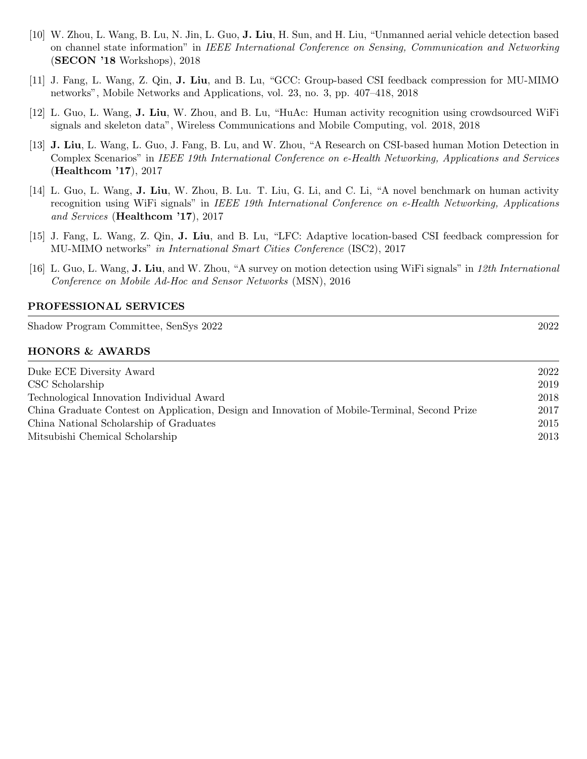[10] W. Zhou, L. Wang, B. Lu, N. Jin, L. Guo, **J. Liu**, H. Sun, and H. Liu, "Unmanned aerial vehicle detection based on channel state information" in *IEEE International Conference on Sensing, Communication and Networking* (**SECON '18** Workshops), 2018

[11] J. Fang, L. Wang, Z. Qin, **J. Liu**, and B. Lu, "GCC: Group-based CSI feedback compression for MU-MIMO networks", Mobile Networks and Applications, vol. 23, no. 3, pp. 407–418, 2018

[12] L. Guo, L. Wang, **J. Liu**, W. Zhou, and B. Lu, "HuAc: Human activity recognition using crowdsourced WiFi signals and skeleton data", Wireless Communications and Mobile Computing, vol. 2018, 2018

[13] **J. Liu**, L. Wang, L. Guo, J. Fang, B. Lu, and W. Zhou, "A Research on CSI-based human Motion Detection in Complex Scenarios" in *IEEE 19th International Conference on e-Health Networking, Applications and Services* (**Healthcom '17**), 2017

[14] L. Guo, L. Wang, **J. Liu**, W. Zhou, B. Lu. T. Liu, G. Li, and C. Li, "A novel benchmark on human activity recognition using WiFi signals" in *IEEE 19th International Conference on e-Health Networking, Applications and Services* (**Healthcom '17**), 2017

[15] J. Fang, L. Wang, Z. Qin, **J. Liu**, and B. Lu, "LFC: Adaptive location-based CSI feedback compression for MU-MIMO networks" *in International Smart Cities Conference* (ISC2), 2017

[16] L. Guo, L. Wang, **J. Liu**, and W. Zhou, "A survey on motion detection using WiFi signals" in *12th International Conference on Mobile Ad-Hoc and Sensor Networks* (MSN), 2016

## PROFESSIONAL SERVICES

Shadow Program Committee, SenSys 2022 — 2022

## HONORS & AWARDS

| | |
|---|---|
| Duke ECE Diversity Award | 2022 |
| CSC Scholarship | 2019 |
| Technological Innovation Individual Award | 2018 |
| China Graduate Contest on Application, Design and Innovation of Mobile-Terminal, Second Prize | 2017 |
| China National Scholarship of Graduates | 2015 |
| Mitsubishi Chemical Scholarship | 2013 |